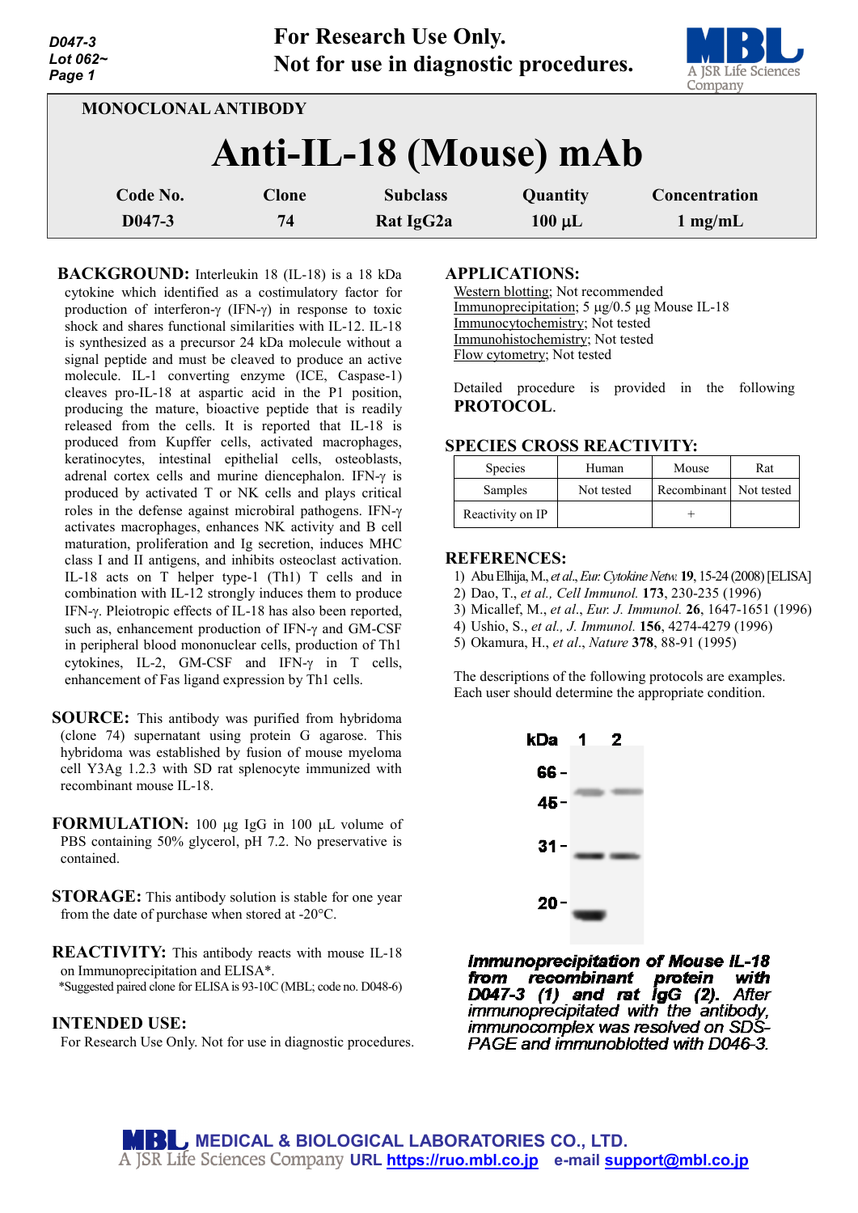For Research Use Only.
Not for use in diagnostic procedures.

MONOCLONAL ANTIBODY

# Anti-IL-18 (Mouse) mAb

| Code No. | Clone | Subclass | Quantity | Concentration |
|---|---|---|---|---|
| D047-3 | 74 | Rat IgG2a | 100 µL | 1 mg/mL |

**BACKGROUND:** Interleukin 18 (IL-18) is a 18 kDa cytokine which identified as a costimulatory factor for production of interferon-γ (IFN-γ) in response to toxic shock and shares functional similarities with IL-12. IL-18 is synthesized as a precursor 24 kDa molecule without a signal peptide and must be cleaved to produce an active molecule. IL-1 converting enzyme (ICE, Caspase-1) cleaves pro-IL-18 at aspartic acid in the P1 position, producing the mature, bioactive peptide that is readily released from the cells. It is reported that IL-18 is produced from Kupffer cells, activated macrophages, keratinocytes, intestinal epithelial cells, osteoblasts, adrenal cortex cells and murine diencephalon. IFN-γ is produced by activated T or NK cells and plays critical roles in the defense against microbiral pathogens. IFN-γ activates macrophages, enhances NK activity and B cell maturation, proliferation and Ig secretion, induces MHC class I and II antigens, and inhibits osteoclast activation. IL-18 acts on T helper type-1 (Th1) T cells and in combination with IL-12 strongly induces them to produce IFN-γ. Pleiotropic effects of IL-18 has also been reported, such as, enhancement production of IFN-γ and GM-CSF in peripheral blood mononuclear cells, production of Th1 cytokines, IL-2, GM-CSF and IFN-γ in T cells, enhancement of Fas ligand expression by Th1 cells.

**SOURCE:** This antibody was purified from hybridoma (clone 74) supernatant using protein G agarose. This hybridoma was established by fusion of mouse myeloma cell Y3Ag 1.2.3 with SD rat splenocyte immunized with recombinant mouse IL-18.

**FORMULATION:** 100 µg IgG in 100 µL volume of PBS containing 50% glycerol, pH 7.2. No preservative is contained.

**STORAGE:** This antibody solution is stable for one year from the date of purchase when stored at -20°C.

**REACTIVITY:** This antibody reacts with mouse IL-18 on Immunoprecipitation and ELISA*.
*Suggested paired clone for ELISA is 93-10C (MBL; code no. D048-6)

**INTENDED USE:**
For Research Use Only. Not for use in diagnostic procedures.

**APPLICATIONS:**
Western blotting; Not recommended
Immunoprecipitation; 5 µg/0.5 µg Mouse IL-18
Immunocytochemistry; Not tested
Immunohistochemistry; Not tested
Flow cytometry; Not tested

Detailed procedure is provided in the following **PROTOCOL**.

**SPECIES CROSS REACTIVITY:**

| Species | Human | Mouse | Rat |
|---|---|---|---|
| Samples | Not tested | Recombinant | Not tested |
| Reactivity on IP | | + | |

**REFERENCES:**
1) Abu Elhija, M., *et al*., *Eur. Cytokine Netw.* **19**, 15-24 (2008) [ELISA]
2) Dao, T., *et al., Cell Immunol.* **173**, 230-235 (1996)
3) Micallef, M., *et al*., *Eur. J. Immunol.* **26**, 1647-1651 (1996)
4) Ushio, S., *et al., J. Immunol.* **156**, 4274-4279 (1996)
5) Okamura, H., *et al*., *Nature* **378**, 88-91 (1995)

The descriptions of the following protocols are examples.
Each user should determine the appropriate condition.

***Immunoprecipitation of Mouse IL-18 from recombinant protein with D047-3 (1) and rat IgG (2).*** *After immunoprecipitated with the antibody, immunocomplex was resolved on SDS-PAGE and immunoblotted with D046-3.*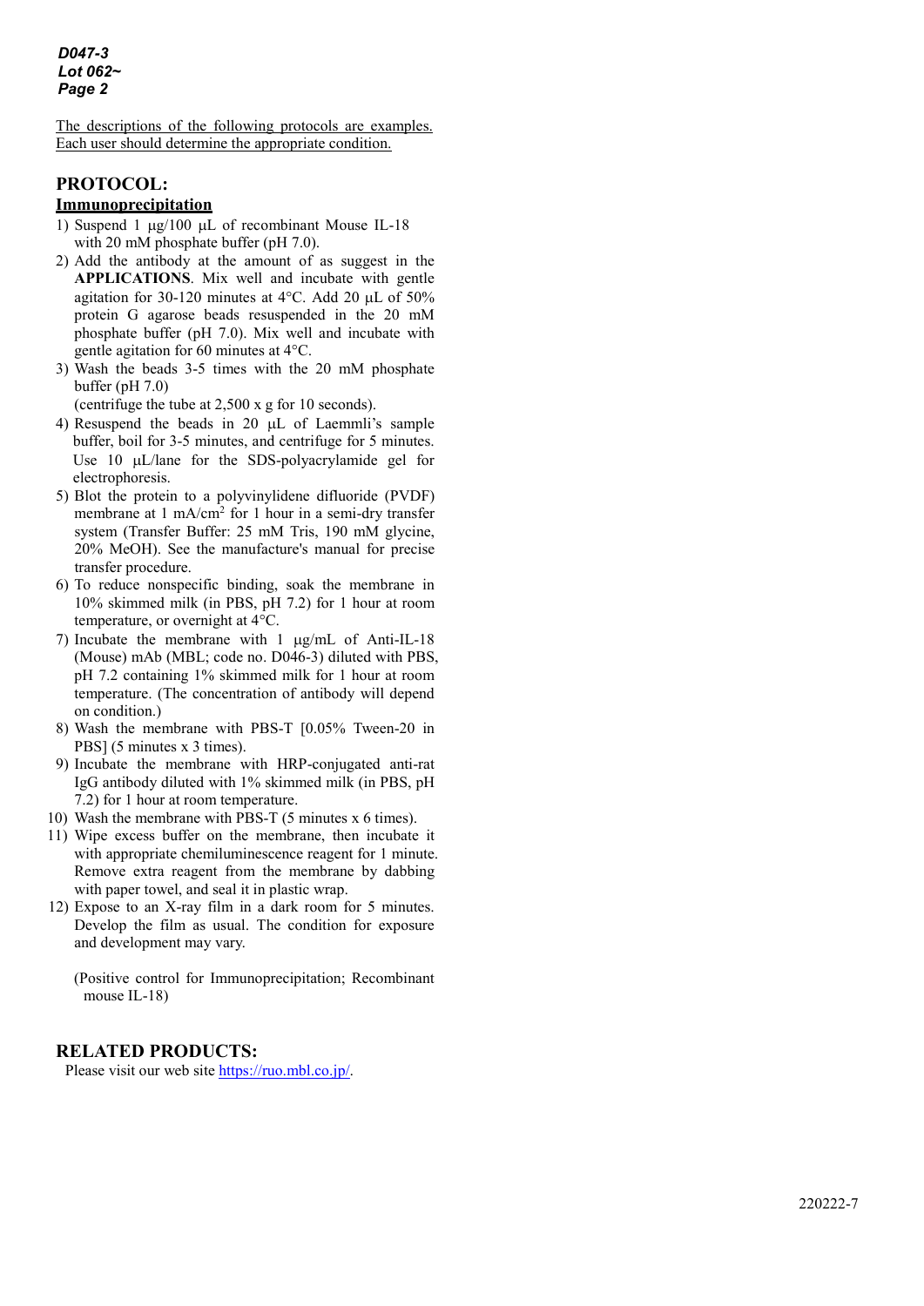The descriptions of the following protocols are examples. Each user should determine the appropriate condition.

## PROTOCOL:

### Immunoprecipitation

1) Suspend 1 μg/100 μL of recombinant Mouse IL-18 with 20 mM phosphate buffer (pH 7.0).
2) Add the antibody at the amount of as suggest in the **APPLICATIONS**. Mix well and incubate with gentle agitation for 30-120 minutes at 4°C. Add 20 μL of 50% protein G agarose beads resuspended in the 20 mM phosphate buffer (pH 7.0). Mix well and incubate with gentle agitation for 60 minutes at 4°C.
3) Wash the beads 3-5 times with the 20 mM phosphate buffer (pH 7.0)
   (centrifuge the tube at 2,500 x g for 10 seconds).
4) Resuspend the beads in 20 μL of Laemmli's sample buffer, boil for 3-5 minutes, and centrifuge for 5 minutes. Use 10 μL/lane for the SDS-polyacrylamide gel for electrophoresis.
5) Blot the protein to a polyvinylidene difluoride (PVDF) membrane at 1 mA/cm$^2$ for 1 hour in a semi-dry transfer system (Transfer Buffer: 25 mM Tris, 190 mM glycine, 20% MeOH). See the manufacture's manual for precise transfer procedure.
6) To reduce nonspecific binding, soak the membrane in 10% skimmed milk (in PBS, pH 7.2) for 1 hour at room temperature, or overnight at 4°C.
7) Incubate the membrane with 1 μg/mL of Anti-IL-18 (Mouse) mAb (MBL; code no. D046-3) diluted with PBS, pH 7.2 containing 1% skimmed milk for 1 hour at room temperature. (The concentration of antibody will depend on condition.)
8) Wash the membrane with PBS-T [0.05% Tween-20 in PBS] (5 minutes x 3 times).
9) Incubate the membrane with HRP-conjugated anti-rat IgG antibody diluted with 1% skimmed milk (in PBS, pH 7.2) for 1 hour at room temperature.
10) Wash the membrane with PBS-T (5 minutes x 6 times).
11) Wipe excess buffer on the membrane, then incubate it with appropriate chemiluminescence reagent for 1 minute. Remove extra reagent from the membrane by dabbing with paper towel, and seal it in plastic wrap.
12) Expose to an X-ray film in a dark room for 5 minutes. Develop the film as usual. The condition for exposure and development may vary.

(Positive control for Immunoprecipitation; Recombinant mouse IL-18)

## RELATED PRODUCTS:

Please visit our web site https://ruo.mbl.co.jp/.